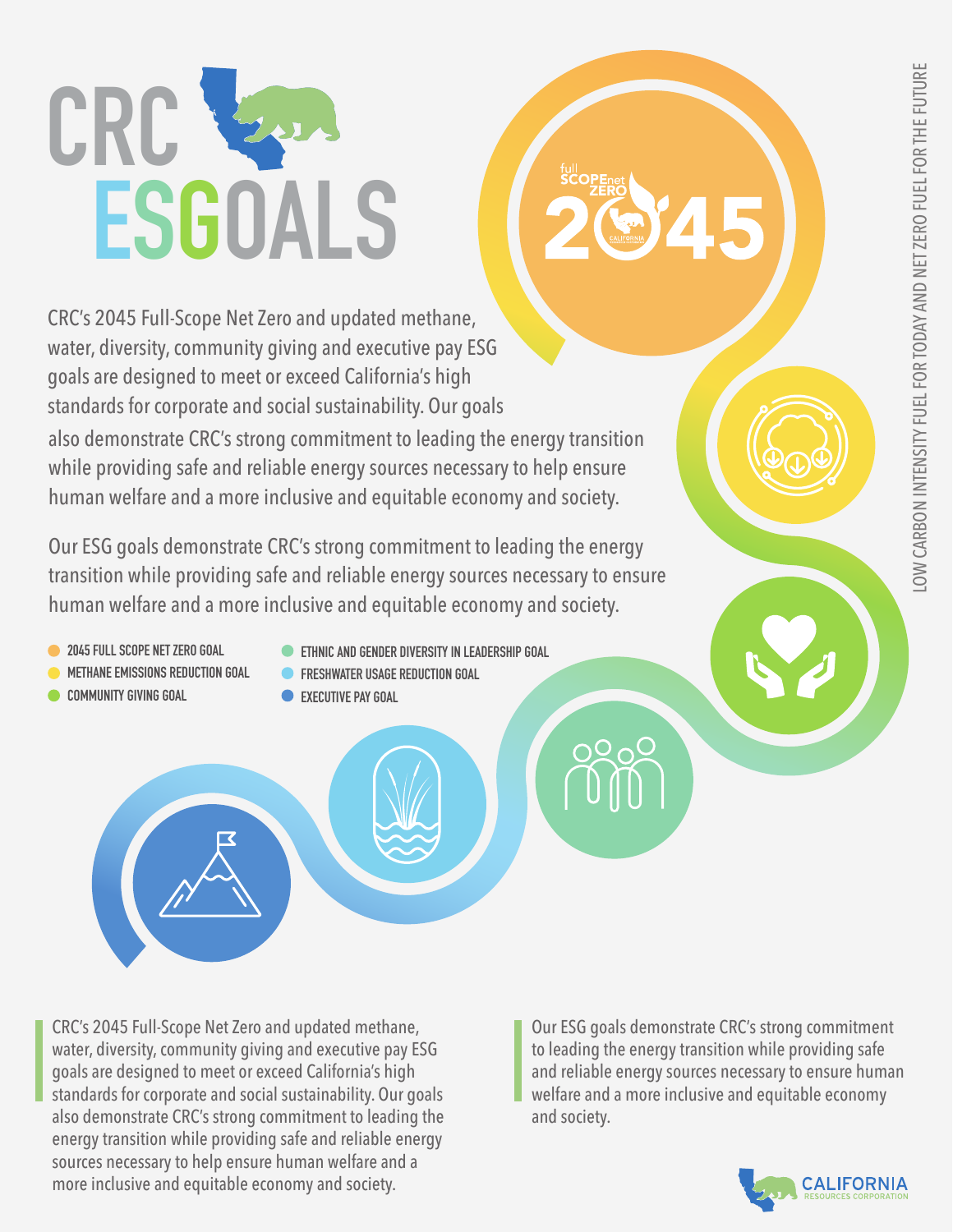# CRC ESGOALS

CRC's 2045 Full-Scope Net Zero and updated methane, water, diversity, community giving and executive pay ESG goals are designed to meet or exceed California's high standards for corporate and social sustainability. Our goals also demonstrate CRC's strong commitment to leading the energy transition while providing safe and reliable energy sources necessary to help ensure human welfare and a more inclusive and equitable economy and society.

Our ESG goals demonstrate CRC's strong commitment to leading the energy transition while providing safe and reliable energy sources necessary to ensure human welfare and a more inclusive and equitable economy and society.

- 2045 FULL SCOPE NET ZERO GOAL
- METHANE EMISSIONS REDUCTION GOAL
- COMMUNITY GIVING GOAL
- ETHNIC AND GENDER DIVERSITY IN LEADERSHIP GOAL
- FRESHWATER USAGE REDUCTION GOAL
- EXECUTIVE PAY GOAL

full SCOPE net ZERO 2045

LOW CARBON INTENSITY FUEL FOR TODAY AND NET ZERO FUEL FOR THE FUTURE

CRC's 2045 Full-Scope Net Zero and updated methane, water, diversity, community giving and executive pay ESG goals are designed to meet or exceed California's high standards for corporate and social sustainability. Our goals also demonstrate CRC's strong commitment to leading the energy transition while providing safe and reliable energy sources necessary to help ensure human welfare and a more inclusive and equitable economy and society.

Our ESG goals demonstrate CRC's strong commitment to leading the energy transition while providing safe and reliable energy sources necessary to ensure human welfare and a more inclusive and equitable economy and society.

CALIFORNIA RESOURCES CORPORATION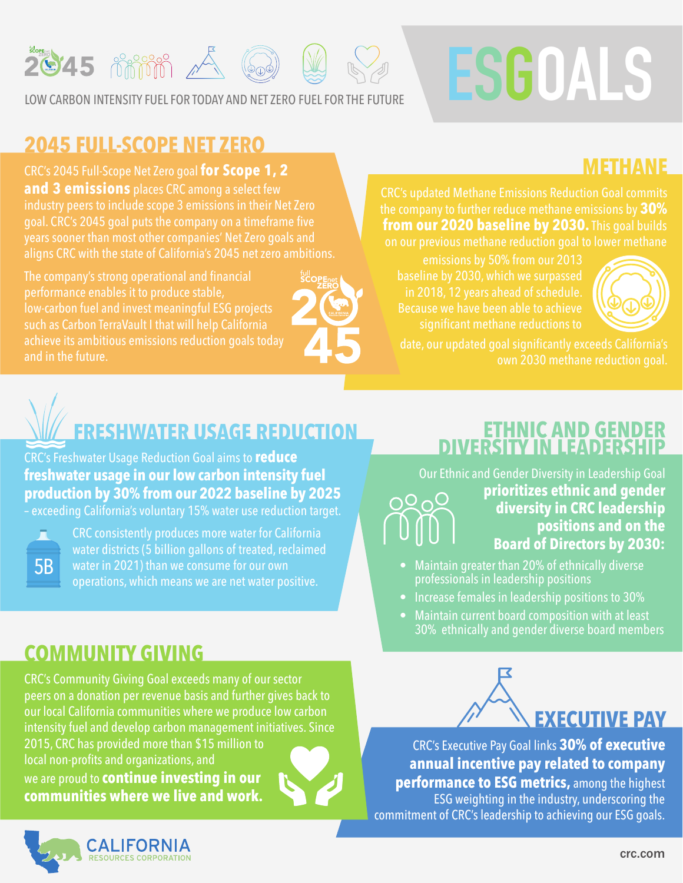2045

LOW CARBON INTENSITY FUEL FOR TODAY AND NET ZERO FUEL FOR THE FUTURE

# ESGOALS

## 2045 FULL-SCOPE NET ZERO

CRC's 2045 Full-Scope Net Zero goal **for Scope 1, 2 and 3 emissions** places CRC among a select few industry peers to include scope 3 emissions in their Net Zero goal. CRC's 2045 goal puts the company on a timeframe five years sooner than most other companies' Net Zero goals and aligns CRC with the state of California's 2045 net zero ambitions.

The company's strong operational and financial performance enables it to produce stable, low-carbon fuel and invest meaningful ESG projects such as Carbon TerraVault I that will help California achieve its ambitious emissions reduction goals today and in the future.

## METHANE

CRC's updated Methane Emissions Reduction Goal commits the company to further reduce methane emissions by **30% from our 2020 baseline by 2030.** This goal builds on our previous methane reduction goal to lower methane emissions by 50% from our 2013 baseline by 2030, which we surpassed in 2018, 12 years ahead of schedule. Because we have been able to achieve significant methane reductions to date, our updated goal significantly exceeds California's own 2030 methane reduction goal.

## FRESHWATER USAGE REDUCTION

CRC's Freshwater Usage Reduction Goal aims to **reduce freshwater usage in our low carbon intensity fuel production by 30% from our 2022 baseline by 2025** – exceeding California's voluntary 15% water use reduction target.

5B

CRC consistently produces more water for California water districts (5 billion gallons of treated, reclaimed water in 2021) than we consume for our own operations, which means we are net water positive.

## ETHNIC AND GENDER DIVERSITY IN LEADERSHIP

Our Ethnic and Gender Diversity in Leadership Goal **prioritizes ethnic and gender diversity in CRC leadership positions and on the Board of Directors by 2030:**

- Maintain greater than 20% of ethnically diverse professionals in leadership positions
- Increase females in leadership positions to 30%
- Maintain current board composition with at least 30% ethnically and gender diverse board members

## COMMUNITY GIVING

CRC's Community Giving Goal exceeds many of our sector peers on a donation per revenue basis and further gives back to our local California communities where we produce low carbon intensity fuel and develop carbon management initiatives. Since 2015, CRC has provided more than $15 million to local non-profits and organizations, and we are proud to **continue investing in our communities where we live and work.**

## EXECUTIVE PAY

CRC's Executive Pay Goal links **30% of executive annual incentive pay related to company performance to ESG metrics,** among the highest ESG weighting in the industry, underscoring the commitment of CRC's leadership to achieving our ESG goals.

CALIFORNIA RESOURCES CORPORATION

crc.com